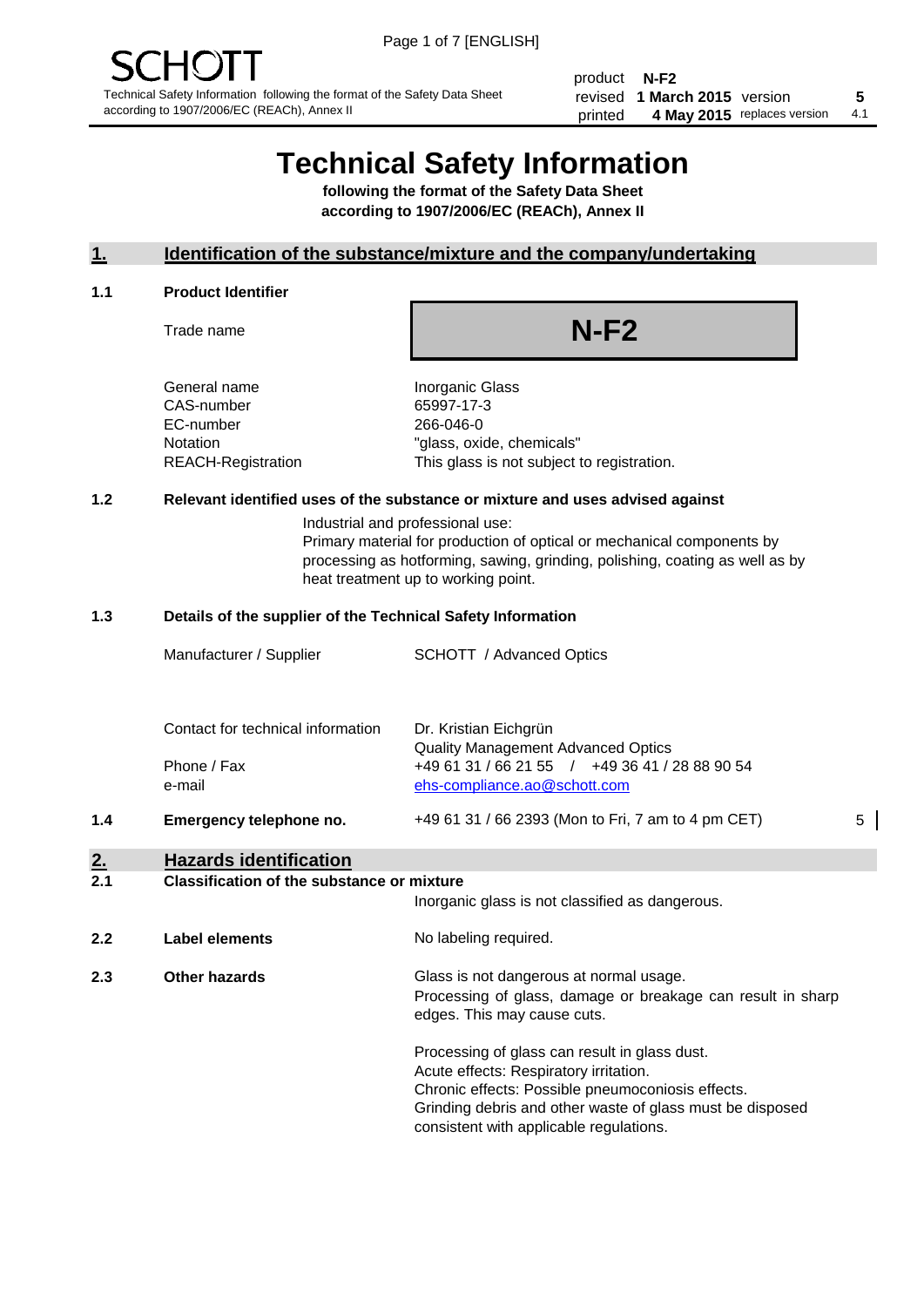# Technical Safety Information

**following the format of the Safety Data Sheet according to 1907/2006/EC (REACh), Annex II**

| product | N-F2 | | |
|---|---|---|---|
| revised | 1 March 2015 | version | 5 |
| printed | 4 May 2015 | replaces version | 4.1 |

## 1. Identification of the substance/mixture and the company/undertaking

### 1.1 Product Identifier

| | |
|---|---|
| Trade name | **N-F2** |
| General name | Inorganic Glass |
| CAS-number | 65997-17-3 |
| EC-number | 266-046-0 |
| Notation | "glass, oxide, chemicals" |
| REACH-Registration | This glass is not subject to registration. |

### 1.2 Relevant identified uses of the substance or mixture and uses advised against

Industrial and professional use:
Primary material for production of optical or mechanical components by processing as hotforming, sawing, grinding, polishing, coating as well as by heat treatment up to working point.

### 1.3 Details of the supplier of the Technical Safety Information

| | |
|---|---|
| Manufacturer / Supplier | SCHOTT / Advanced Optics |
| Contact for technical information | Dr. Kristian Eichgrün<br>Quality Management Advanced Optics |
| Phone / Fax | +49 61 31 / 66 21 55 / +49 36 41 / 28 88 90 54 |
| e-mail | ehs-compliance.ao@schott.com |

### 1.4 Emergency telephone no.

+49 61 31 / 66 2393 (Mon to Fri, 7 am to 4 pm CET) 5

## 2. Hazards identification

### 2.1 Classification of the substance or mixture

Inorganic glass is not classified as dangerous.

### 2.2 Label elements

No labeling required.

### 2.3 Other hazards

Glass is not dangerous at normal usage.
Processing of glass, damage or breakage can result in sharp edges. This may cause cuts.

Processing of glass can result in glass dust.
Acute effects: Respiratory irritation.
Chronic effects: Possible pneumoconiosis effects.
Grinding debris and other waste of glass must be disposed consistent with applicable regulations.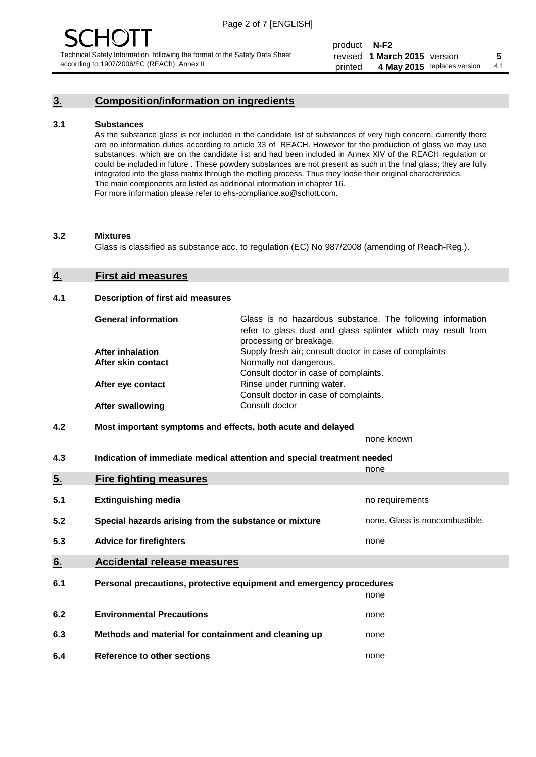## 3. Composition/information on ingredients

### 3.1 Substances

As the substance glass is not included in the candidate list of substances of very high concern, currently there are no information duties according to article 33 of REACH. However for the production of glass we may use substances, which are on the candidate list and had been included in Annex XIV of the REACH regulation or could be included in future . These powdery substances are not present as such in the final glass; they are fully integrated into the glass matrix through the melting process. Thus they loose their original characteristics. The main components are listed as additional information in chapter 16. For more information please refer to ehs-compliance.ao@schott.com.

### 3.2 Mixtures

Glass is classified as substance acc. to regulation (EC) No 987/2008 (amending of Reach-Reg.).

## 4. First aid measures

### 4.1 Description of first aid measures

| | |
|---|---|
| **General information** | Glass is no hazardous substance. The following information refer to glass dust and glass splinter which may result from processing or breakage. |
| **After inhalation** | Supply fresh air; consult doctor in case of complaints |
| **After skin contact** | Normally not dangerous. Consult doctor in case of complaints. |
| **After eye contact** | Rinse under running water. Consult doctor in case of complaints. |
| **After swallowing** | Consult doctor |

### 4.2 Most important symptoms and effects, both acute and delayed

none known

### 4.3 Indication of immediate medical attention and special treatment needed

none

## 5. Fire fighting measures

| | | |
|---|---|---|
| 5.1 | **Extinguishing media** | no requirements |
| 5.2 | **Special hazards arising from the substance or mixture** | none. Glass is noncombustible. |
| 5.3 | **Advice for firefighters** | none |

## 6. Accidental release measures

| | | |
|---|---|---|
| 6.1 | **Personal precautions, protective equipment and emergency procedures** | none |
| 6.2 | **Environmental Precautions** | none |
| 6.3 | **Methods and material for containment and cleaning up** | none |
| 6.4 | **Reference to other sections** | none |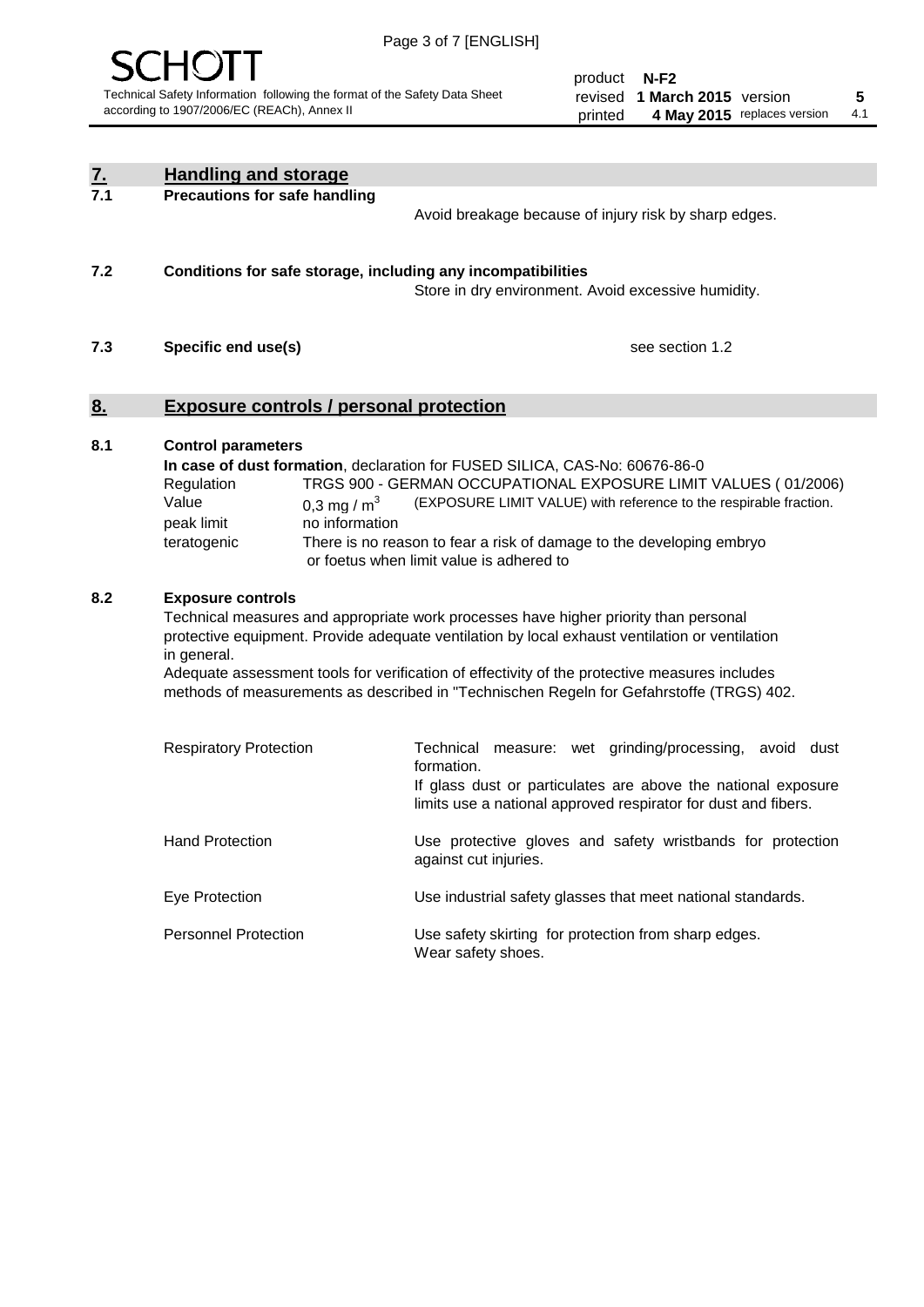## 7. Handling and storage

### 7.1 Precautions for safe handling

Avoid breakage because of injury risk by sharp edges.

### 7.2 Conditions for safe storage, including any incompatibilities

Store in dry environment. Avoid excessive humidity.

### 7.3 Specific end use(s)

see section 1.2

## 8. Exposure controls / personal protection

### 8.1 Control parameters

**In case of dust formation**, declaration for FUSED SILICA, CAS-No: 60676-86-0

| | |
|---|---|
| Regulation | TRGS 900 - GERMAN OCCUPATIONAL EXPOSURE LIMIT VALUES ( 01/2006) |
| Value | 0,3 mg / $m^3$ (EXPOSURE LIMIT VALUE) with reference to the respirable fraction. |
| peak limit | no information |
| teratogenic | There is no reason to fear a risk of damage to the developing embryo or foetus when limit value is adhered to |

### 8.2 Exposure controls

Technical measures and appropriate work processes have higher priority than personal protective equipment. Provide adequate ventilation by local exhaust ventilation or ventilation in general.

Adequate assessment tools for verification of effectivity of the protective measures includes methods of measurements as described in "Technischen Regeln for Gefahrstoffe (TRGS) 402.

| | |
|---|---|
| Respiratory Protection | Technical measure: wet grinding/processing, avoid dust formation.<br>If glass dust or particulates are above the national exposure limits use a national approved respirator for dust and fibers. |
| Hand Protection | Use protective gloves and safety wristbands for protection against cut injuries. |
| Eye Protection | Use industrial safety glasses that meet national standards. |
| Personnel Protection | Use safety skirting for protection from sharp edges.<br>Wear safety shoes. |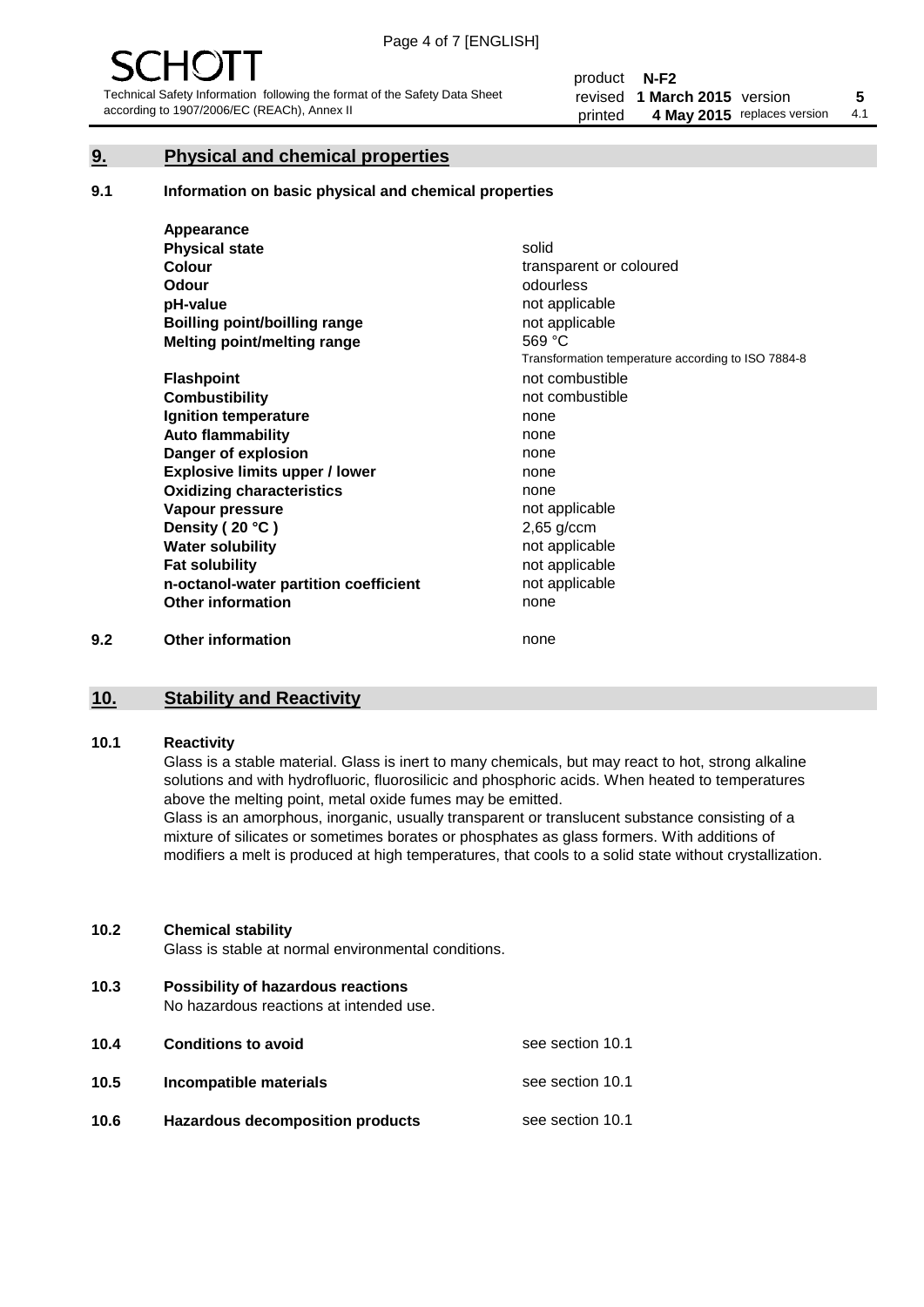## 9. Physical and chemical properties

### 9.1 Information on basic physical and chemical properties

| | |
|---|---|
| **Appearance** | |
| **Physical state** | solid |
| **Colour** | transparent or coloured |
| **Odour** | odourless |
| **pH-value** | not applicable |
| **Boilling point/boilling range** | not applicable |
| **Melting point/melting range** | 569 °C<br>Transformation temperature according to ISO 7884-8 |
| **Flashpoint** | not combustible |
| **Combustibility** | not combustible |
| **Ignition temperature** | none |
| **Auto flammability** | none |
| **Danger of explosion** | none |
| **Explosive limits upper / lower** | none |
| **Oxidizing characteristics** | none |
| **Vapour pressure** | not applicable |
| **Density ( 20 °C )** | 2,65 g/ccm |
| **Water solubility** | not applicable |
| **Fat solubility** | not applicable |
| **n-octanol-water partition coefficient** | not applicable |
| **Other information** | none |

### 9.2 Other information

none

## 10. Stability and Reactivity

### 10.1 Reactivity

Glass is a stable material. Glass is inert to many chemicals, but may react to hot, strong alkaline solutions and with hydrofluoric, fluorosilicic and phosphoric acids. When heated to temperatures above the melting point, metal oxide fumes may be emitted.
Glass is an amorphous, inorganic, usually transparent or translucent substance consisting of a mixture of silicates or sometimes borates or phosphates as glass formers. With additions of modifiers a melt is produced at high temperatures, that cools to a solid state without crystallization.

### 10.2 Chemical stability

Glass is stable at normal environmental conditions.

### 10.3 Possibility of hazardous reactions

No hazardous reactions at intended use.

### 10.4 Conditions to avoid

see section 10.1

### 10.5 Incompatible materials

see section 10.1

### 10.6 Hazardous decomposition products

see section 10.1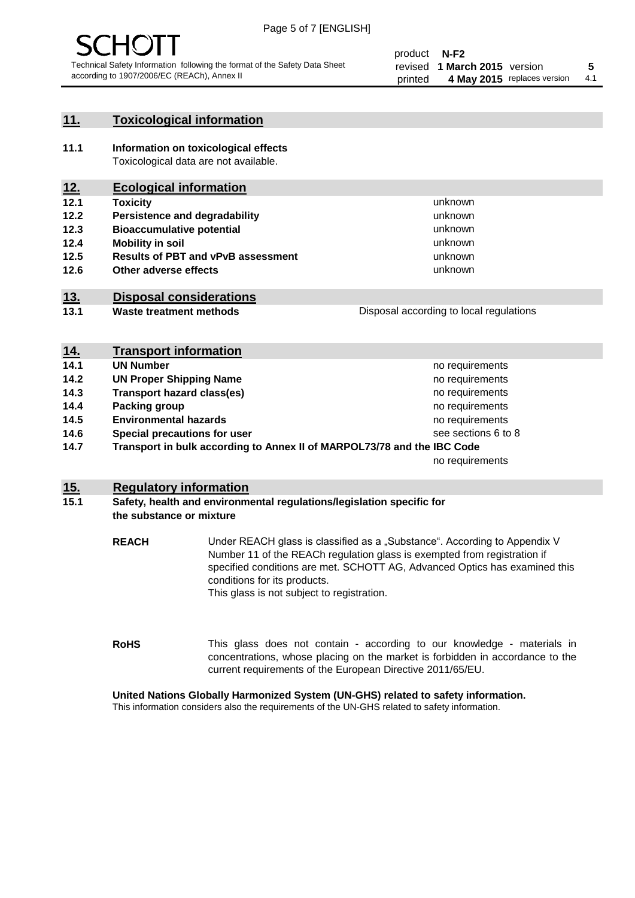## 11. Toxicological information

**11.1 Information on toxicological effects**
Toxicological data are not available.

## 12. Ecological information

| | | |
|---|---|---|
| **12.1** | **Toxicity** | unknown |
| **12.2** | **Persistence and degradability** | unknown |
| **12.3** | **Bioaccumulative potential** | unknown |
| **12.4** | **Mobility in soil** | unknown |
| **12.5** | **Results of PBT and vPvB assessment** | unknown |
| **12.6** | **Other adverse effects** | unknown |

## 13. Disposal considerations

| | | |
|---|---|---|
| **13.1** | **Waste treatment methods** | Disposal according to local regulations |

## 14. Transport information

| | | |
|---|---|---|
| **14.1** | **UN Number** | no requirements |
| **14.2** | **UN Proper Shipping Name** | no requirements |
| **14.3** | **Transport hazard class(es)** | no requirements |
| **14.4** | **Packing group** | no requirements |
| **14.5** | **Environmental hazards** | no requirements |
| **14.6** | **Special precautions for user** | see sections 6 to 8 |
| **14.7** | **Transport in bulk according to Annex II of MARPOL73/78 and the IBC Code** | no requirements |

## 15. Regulatory information

**15.1 Safety, health and environmental regulations/legislation specific for the substance or mixture**

**REACH** Under REACH glass is classified as a „Substance". According to Appendix V Number 11 of the REACh regulation glass is exempted from registration if specified conditions are met. SCHOTT AG, Advanced Optics has examined this conditions for its products.
This glass is not subject to registration.

**RoHS** This glass does not contain - according to our knowledge - materials in concentrations, whose placing on the market is forbidden in accordance to the current requirements of the European Directive 2011/65/EU.

**United Nations Globally Harmonized System (UN-GHS) related to safety information.**
This information considers also the requirements of the UN-GHS related to safety information.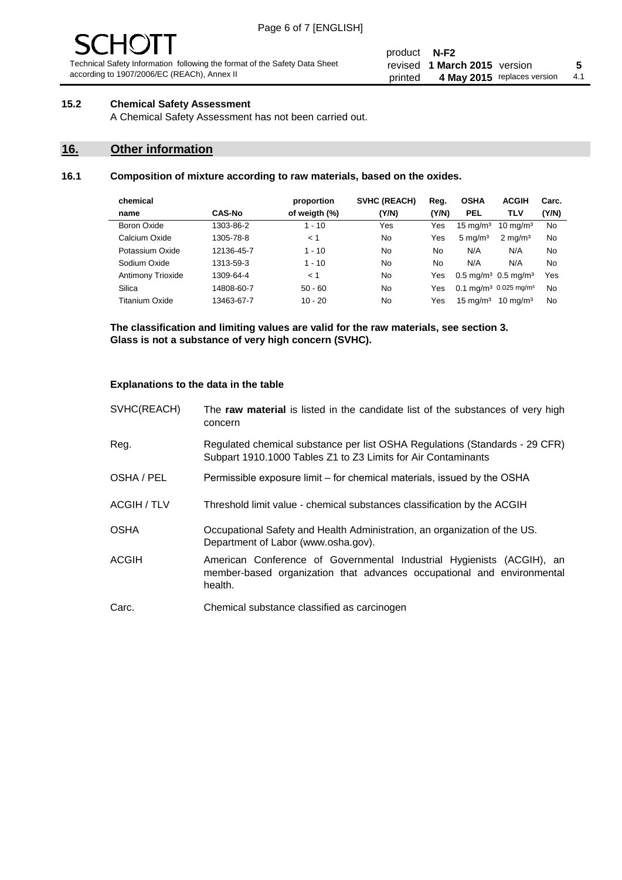### 15.2 Chemical Safety Assessment

A Chemical Safety Assessment has not been carried out.

## 16. Other information

### 16.1 Composition of mixture according to raw materials, based on the oxides.

| chemical name | CAS-No | proportion of weigth (%) | SVHC (REACH) (Y/N) | Reg. (Y/N) | OSHA PEL | ACGIH TLV | Carc. (Y/N) |
|---|---|---|---|---|---|---|---|
| Boron Oxide | 1303-86-2 | 1 - 10 | Yes | Yes | 15 mg/m³ | 10 mg/m³ | No |
| Calcium Oxide | 1305-78-8 | < 1 | No | Yes | 5 mg/m³ | 2 mg/m³ | No |
| Potassium Oxide | 12136-45-7 | 1 - 10 | No | No | N/A | N/A | No |
| Sodium Oxide | 1313-59-3 | 1 - 10 | No | No | N/A | N/A | No |
| Antimony Trioxide | 1309-64-4 | < 1 | No | Yes | 0.5 mg/m³ | 0.5 mg/m³ | Yes |
| Silica | 14808-60-7 | 50 - 60 | No | Yes | 0.1 mg/m³ | 0.025 mg/m³ | No |
| Titanium Oxide | 13463-67-7 | 10 - 20 | No | Yes | 15 mg/m³ | 10 mg/m³ | No |

**The classification and limiting values are valid for the raw materials, see section 3.**
**Glass is not a substance of very high concern (SVHC).**

**Explanations to the data in the table**

SVHC(REACH) — The **raw material** is listed in the candidate list of the substances of very high concern

Reg. — Regulated chemical substance per list OSHA Regulations (Standards - 29 CFR) Subpart 1910.1000 Tables Z1 to Z3 Limits for Air Contaminants

OSHA / PEL — Permissible exposure limit – for chemical materials, issued by the OSHA

ACGIH / TLV — Threshold limit value - chemical substances classification by the ACGIH

OSHA — Occupational Safety and Health Administration, an organization of the US. Department of Labor (www.osha.gov).

ACGIH — American Conference of Governmental Industrial Hygienists (ACGIH), an member-based organization that advances occupational and environmental health.

Carc. — Chemical substance classified as carcinogen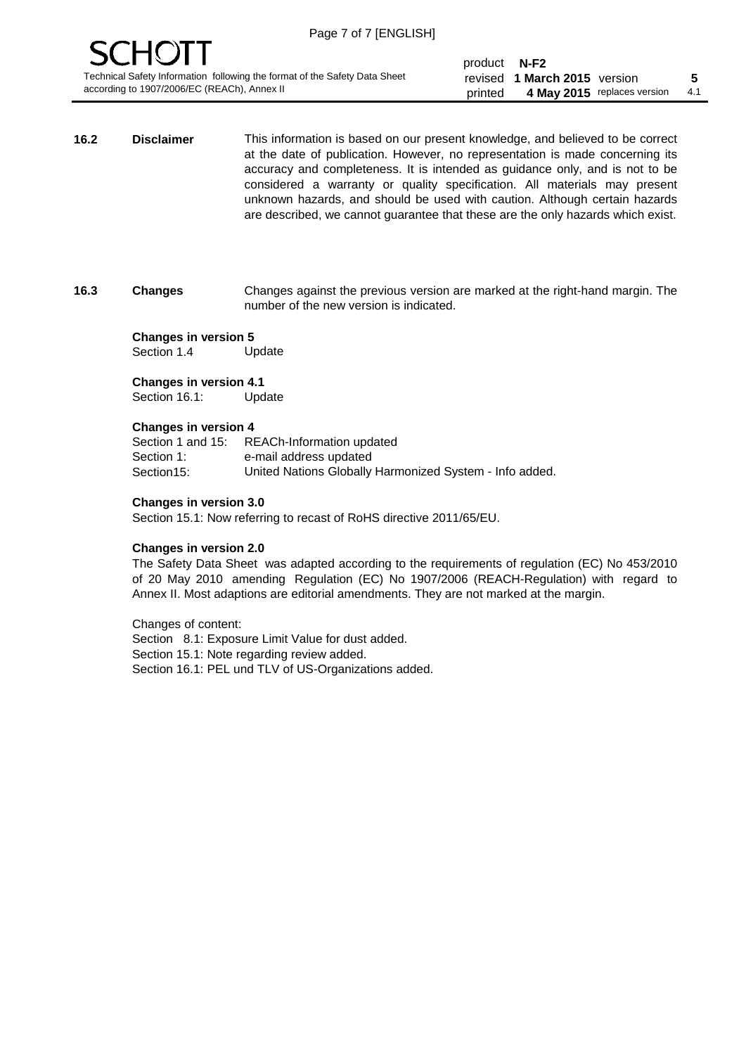**16.2 Disclaimer**

This information is based on our present knowledge, and believed to be correct at the date of publication. However, no representation is made concerning its accuracy and completeness. It is intended as guidance only, and is not to be considered a warranty or quality specification. All materials may present unknown hazards, and should be used with caution. Although certain hazards are described, we cannot guarantee that these are the only hazards which exist.

**16.3 Changes**

Changes against the previous version are marked at the right-hand margin. The number of the new version is indicated.

**Changes in version 5**

Section 1.4 Update

**Changes in version 4.1**

Section 16.1: Update

**Changes in version 4**

| | |
|---|---|
| Section 1 and 15: | REACh-Information updated |
| Section 1: | e-mail address updated |
| Section15: | United Nations Globally Harmonized System - Info added. |

**Changes in version 3.0**

Section 15.1: Now referring to recast of RoHS directive 2011/65/EU.

**Changes in version 2.0**

The Safety Data Sheet was adapted according to the requirements of regulation (EC) No 453/2010 of 20 May 2010 amending Regulation (EC) No 1907/2006 (REACH-Regulation) with regard to Annex II. Most adaptions are editorial amendments. They are not marked at the margin.

Changes of content:

Section 8.1: Exposure Limit Value for dust added.

Section 15.1: Note regarding review added.

Section 16.1: PEL und TLV of US-Organizations added.